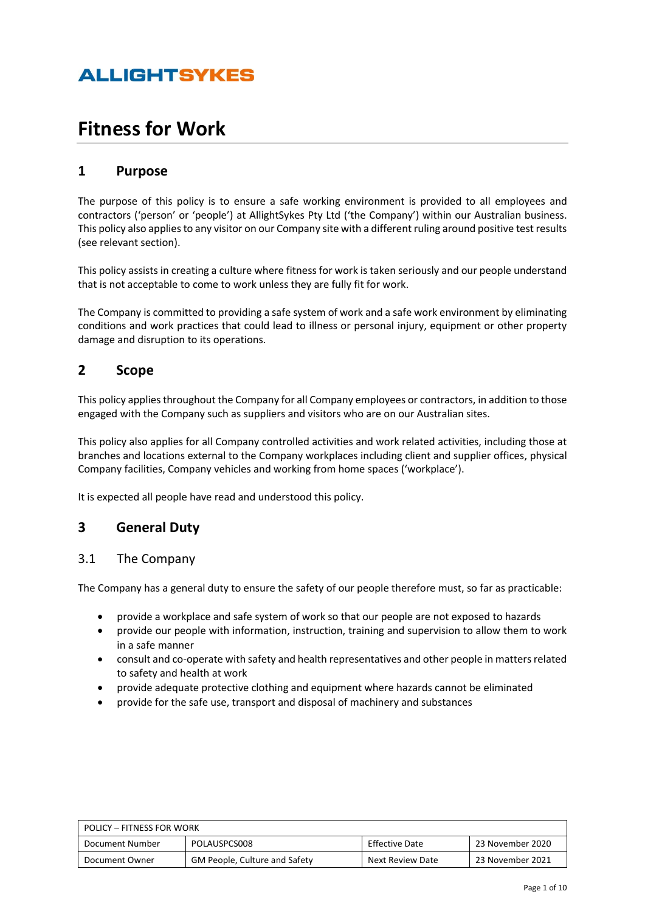# Fitness for Work

## 1 Purpose

The purpose of this policy is to ensure a safe working environment is provided to all employees and contractors ('person' or 'people') at AllightSykes Pty Ltd ('the Company') within our Australian business. This policy also applies to any visitor on our Company site with a different ruling around positive test results (see relevant section).

This policy assists in creating a culture where fitness for work is taken seriously and our people understand that is not acceptable to come to work unless they are fully fit for work.

The Company is committed to providing a safe system of work and a safe work environment by eliminating conditions and work practices that could lead to illness or personal injury, equipment or other property damage and disruption to its operations.

## 2 Scope

This policy applies throughout the Company for all Company employees or contractors, in addition to those engaged with the Company such as suppliers and visitors who are on our Australian sites.

This policy also applies for all Company controlled activities and work related activities, including those at branches and locations external to the Company workplaces including client and supplier offices, physical Company facilities, Company vehicles and working from home spaces ('workplace').

It is expected all people have read and understood this policy.

## 3 General Duty

### 3.1 The Company

The Company has a general duty to ensure the safety of our people therefore must, so far as practicable:

- provide a workplace and safe system of work so that our people are not exposed to hazards
- provide our people with information, instruction, training and supervision to allow them to work in a safe manner
- consult and co-operate with safety and health representatives and other people in matters related to safety and health at work
- provide adequate protective clothing and equipment where hazards cannot be eliminated
- provide for the safe use, transport and disposal of machinery and substances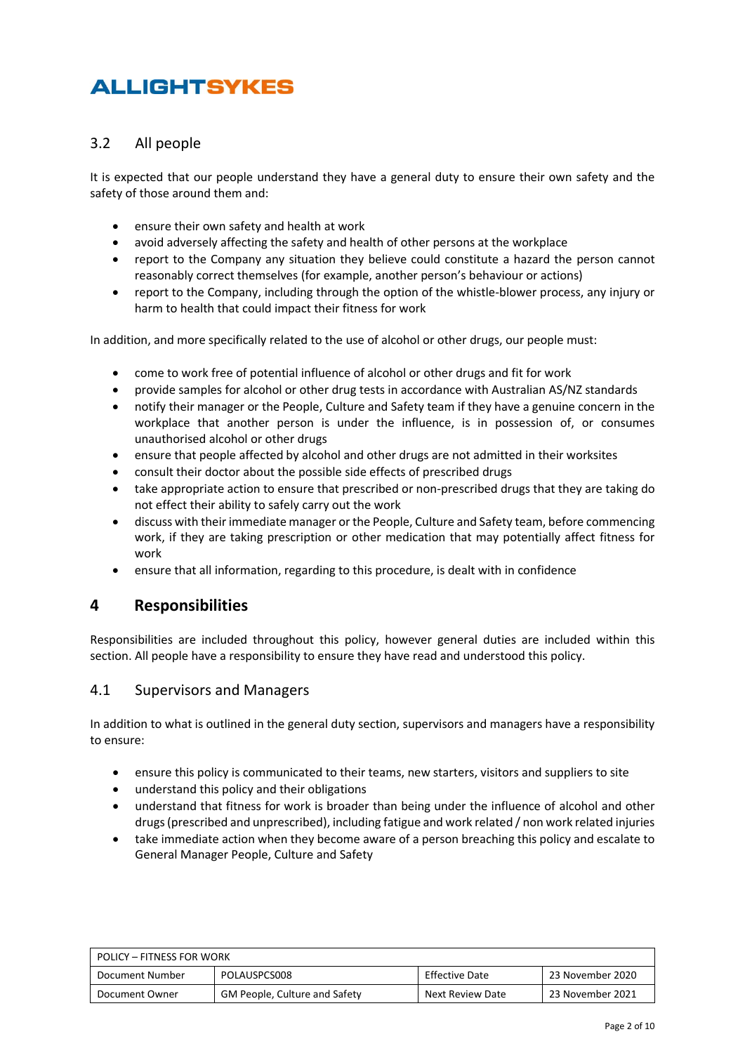## 3.2 All people

It is expected that our people understand they have a general duty to ensure their own safety and the safety of those around them and:

- ensure their own safety and health at work
- avoid adversely affecting the safety and health of other persons at the workplace
- report to the Company any situation they believe could constitute a hazard the person cannot reasonably correct themselves (for example, another person's behaviour or actions)
- report to the Company, including through the option of the whistle-blower process, any injury or harm to health that could impact their fitness for work

In addition, and more specifically related to the use of alcohol or other drugs, our people must:

- come to work free of potential influence of alcohol or other drugs and fit for work
- provide samples for alcohol or other drug tests in accordance with Australian AS/NZ standards
- notify their manager or the People, Culture and Safety team if they have a genuine concern in the workplace that another person is under the influence, is in possession of, or consumes unauthorised alcohol or other drugs
- ensure that people affected by alcohol and other drugs are not admitted in their worksites
- consult their doctor about the possible side effects of prescribed drugs
- take appropriate action to ensure that prescribed or non-prescribed drugs that they are taking do not effect their ability to safely carry out the work
- discuss with their immediate manager or the People, Culture and Safety team, before commencing work, if they are taking prescription or other medication that may potentially affect fitness for work
- ensure that all information, regarding to this procedure, is dealt with in confidence

# 4 Responsibilities

Responsibilities are included throughout this policy, however general duties are included within this section. All people have a responsibility to ensure they have read and understood this policy.

## 4.1 Supervisors and Managers

In addition to what is outlined in the general duty section, supervisors and managers have a responsibility to ensure:

- ensure this policy is communicated to their teams, new starters, visitors and suppliers to site
- understand this policy and their obligations
- understand that fitness for work is broader than being under the influence of alcohol and other drugs (prescribed and unprescribed), including fatigue and work related / non work related injuries
- take immediate action when they become aware of a person breaching this policy and escalate to General Manager People, Culture and Safety

| POLICY – FITNESS FOR WORK | | | |
| --- | --- | --- | --- |
| Document Number | POLAUSPCS008 | Effective Date | 23 November 2020 |
| Document Owner | GM People, Culture and Safety | Next Review Date | 23 November 2021 |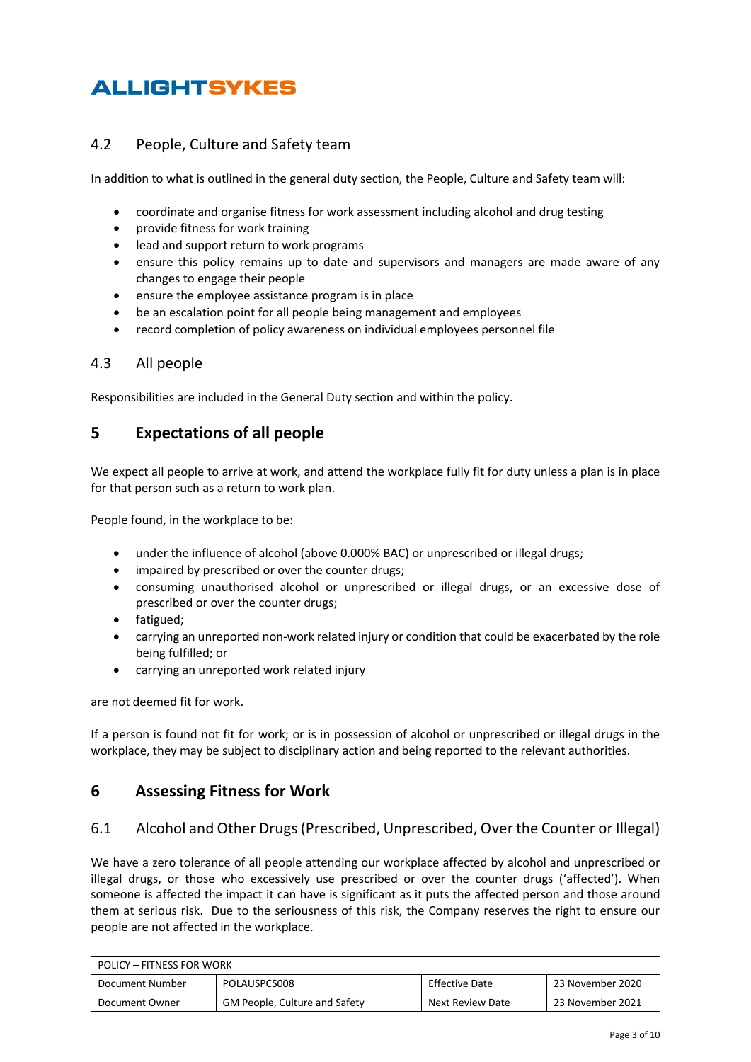## 4.2 People, Culture and Safety team

In addition to what is outlined in the general duty section, the People, Culture and Safety team will:

- coordinate and organise fitness for work assessment including alcohol and drug testing
- provide fitness for work training
- lead and support return to work programs
- ensure this policy remains up to date and supervisors and managers are made aware of any changes to engage their people
- ensure the employee assistance program is in place
- be an escalation point for all people being management and employees
- record completion of policy awareness on individual employees personnel file

## 4.3 All people

Responsibilities are included in the General Duty section and within the policy.

# 5 Expectations of all people

We expect all people to arrive at work, and attend the workplace fully fit for duty unless a plan is in place for that person such as a return to work plan.

People found, in the workplace to be:

- under the influence of alcohol (above 0.000% BAC) or unprescribed or illegal drugs;
- impaired by prescribed or over the counter drugs;
- consuming unauthorised alcohol or unprescribed or illegal drugs, or an excessive dose of prescribed or over the counter drugs;
- fatigued;
- carrying an unreported non-work related injury or condition that could be exacerbated by the role being fulfilled; or
- carrying an unreported work related injury

are not deemed fit for work.

If a person is found not fit for work; or is in possession of alcohol or unprescribed or illegal drugs in the workplace, they may be subject to disciplinary action and being reported to the relevant authorities.

# 6 Assessing Fitness for Work

## 6.1 Alcohol and Other Drugs (Prescribed, Unprescribed, Over the Counter or Illegal)

We have a zero tolerance of all people attending our workplace affected by alcohol and unprescribed or illegal drugs, or those who excessively use prescribed or over the counter drugs ('affected'). When someone is affected the impact it can have is significant as it puts the affected person and those around them at serious risk. Due to the seriousness of this risk, the Company reserves the right to ensure our people are not affected in the workplace.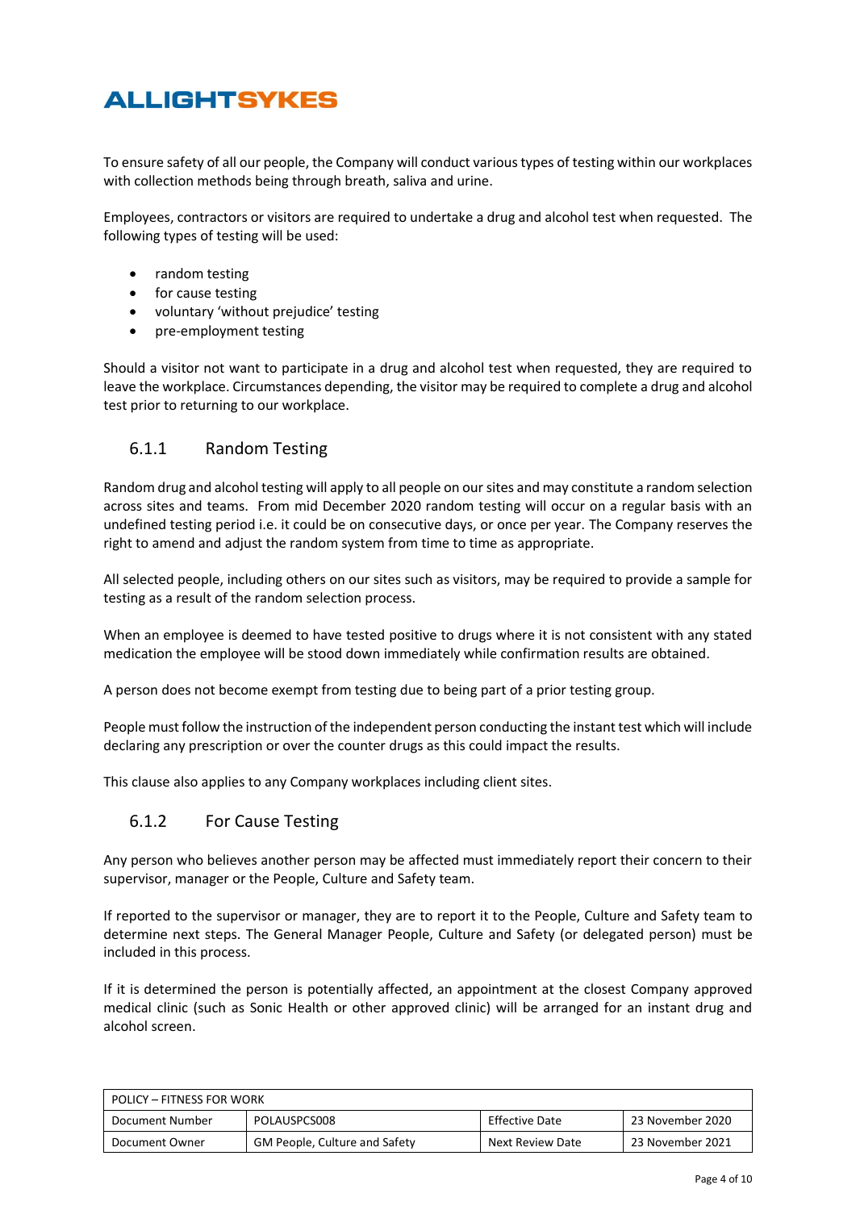To ensure safety of all our people, the Company will conduct various types of testing within our workplaces with collection methods being through breath, saliva and urine.

Employees, contractors or visitors are required to undertake a drug and alcohol test when requested. The following types of testing will be used:

- random testing
- for cause testing
- voluntary 'without prejudice' testing
- pre-employment testing

Should a visitor not want to participate in a drug and alcohol test when requested, they are required to leave the workplace. Circumstances depending, the visitor may be required to complete a drug and alcohol test prior to returning to our workplace.

### 6.1.1 Random Testing

Random drug and alcohol testing will apply to all people on our sites and may constitute a random selection across sites and teams. From mid December 2020 random testing will occur on a regular basis with an undefined testing period i.e. it could be on consecutive days, or once per year. The Company reserves the right to amend and adjust the random system from time to time as appropriate.

All selected people, including others on our sites such as visitors, may be required to provide a sample for testing as a result of the random selection process.

When an employee is deemed to have tested positive to drugs where it is not consistent with any stated medication the employee will be stood down immediately while confirmation results are obtained.

A person does not become exempt from testing due to being part of a prior testing group.

People must follow the instruction of the independent person conducting the instant test which will include declaring any prescription or over the counter drugs as this could impact the results.

This clause also applies to any Company workplaces including client sites.

### 6.1.2 For Cause Testing

Any person who believes another person may be affected must immediately report their concern to their supervisor, manager or the People, Culture and Safety team.

If reported to the supervisor or manager, they are to report it to the People, Culture and Safety team to determine next steps. The General Manager People, Culture and Safety (or delegated person) must be included in this process.

If it is determined the person is potentially affected, an appointment at the closest Company approved medical clinic (such as Sonic Health or other approved clinic) will be arranged for an instant drug and alcohol screen.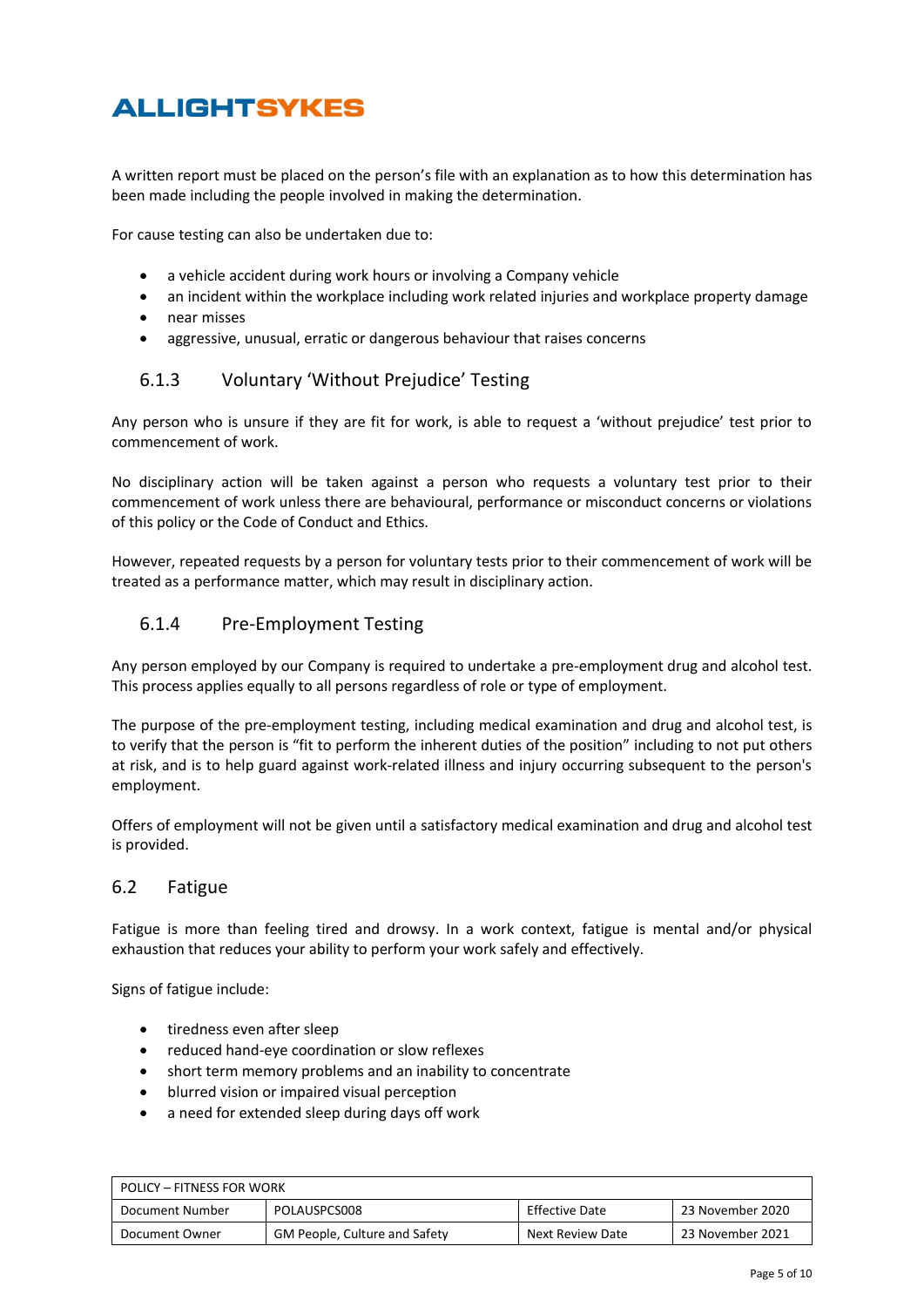A written report must be placed on the person's file with an explanation as to how this determination has been made including the people involved in making the determination.

For cause testing can also be undertaken due to:

- a vehicle accident during work hours or involving a Company vehicle
- an incident within the workplace including work related injuries and workplace property damage
- near misses
- aggressive, unusual, erratic or dangerous behaviour that raises concerns

### 6.1.3 Voluntary 'Without Prejudice' Testing

Any person who is unsure if they are fit for work, is able to request a 'without prejudice' test prior to commencement of work.

No disciplinary action will be taken against a person who requests a voluntary test prior to their commencement of work unless there are behavioural, performance or misconduct concerns or violations of this policy or the Code of Conduct and Ethics.

However, repeated requests by a person for voluntary tests prior to their commencement of work will be treated as a performance matter, which may result in disciplinary action.

### 6.1.4 Pre-Employment Testing

Any person employed by our Company is required to undertake a pre-employment drug and alcohol test. This process applies equally to all persons regardless of role or type of employment.

The purpose of the pre-employment testing, including medical examination and drug and alcohol test, is to verify that the person is "fit to perform the inherent duties of the position" including to not put others at risk, and is to help guard against work-related illness and injury occurring subsequent to the person's employment.

Offers of employment will not be given until a satisfactory medical examination and drug and alcohol test is provided.

## 6.2 Fatigue

Fatigue is more than feeling tired and drowsy. In a work context, fatigue is mental and/or physical exhaustion that reduces your ability to perform your work safely and effectively.

Signs of fatigue include:

- tiredness even after sleep
- reduced hand-eye coordination or slow reflexes
- short term memory problems and an inability to concentrate
- blurred vision or impaired visual perception
- a need for extended sleep during days off work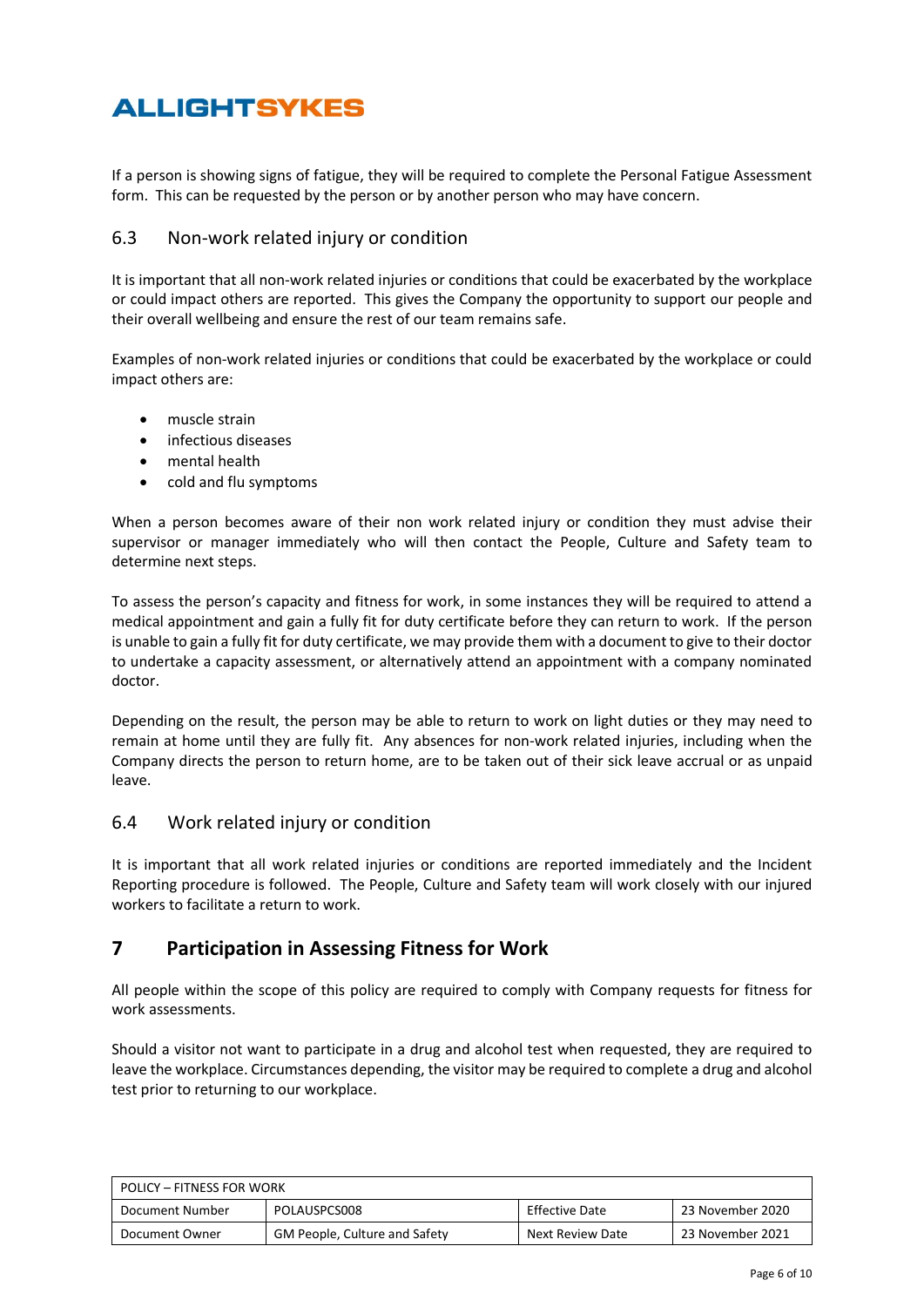If a person is showing signs of fatigue, they will be required to complete the Personal Fatigue Assessment form. This can be requested by the person or by another person who may have concern.

### 6.3 Non-work related injury or condition

It is important that all non-work related injuries or conditions that could be exacerbated by the workplace or could impact others are reported. This gives the Company the opportunity to support our people and their overall wellbeing and ensure the rest of our team remains safe.

Examples of non-work related injuries or conditions that could be exacerbated by the workplace or could impact others are:

- muscle strain
- infectious diseases
- mental health
- cold and flu symptoms

When a person becomes aware of their non work related injury or condition they must advise their supervisor or manager immediately who will then contact the People, Culture and Safety team to determine next steps.

To assess the person's capacity and fitness for work, in some instances they will be required to attend a medical appointment and gain a fully fit for duty certificate before they can return to work. If the person is unable to gain a fully fit for duty certificate, we may provide them with a document to give to their doctor to undertake a capacity assessment, or alternatively attend an appointment with a company nominated doctor.

Depending on the result, the person may be able to return to work on light duties or they may need to remain at home until they are fully fit. Any absences for non-work related injuries, including when the Company directs the person to return home, are to be taken out of their sick leave accrual or as unpaid leave.

### 6.4 Work related injury or condition

It is important that all work related injuries or conditions are reported immediately and the Incident Reporting procedure is followed. The People, Culture and Safety team will work closely with our injured workers to facilitate a return to work.

## 7 Participation in Assessing Fitness for Work

All people within the scope of this policy are required to comply with Company requests for fitness for work assessments.

Should a visitor not want to participate in a drug and alcohol test when requested, they are required to leave the workplace. Circumstances depending, the visitor may be required to complete a drug and alcohol test prior to returning to our workplace.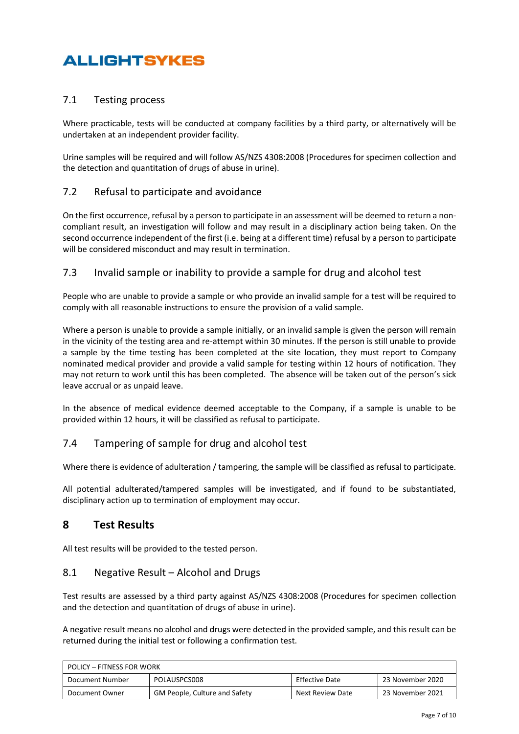## 7.1 Testing process

Where practicable, tests will be conducted at company facilities by a third party, or alternatively will be undertaken at an independent provider facility.

Urine samples will be required and will follow AS/NZS 4308:2008 (Procedures for specimen collection and the detection and quantitation of drugs of abuse in urine).

## 7.2 Refusal to participate and avoidance

On the first occurrence, refusal by a person to participate in an assessment will be deemed to return a non-compliant result, an investigation will follow and may result in a disciplinary action being taken. On the second occurrence independent of the first (i.e. being at a different time) refusal by a person to participate will be considered misconduct and may result in termination.

## 7.3 Invalid sample or inability to provide a sample for drug and alcohol test

People who are unable to provide a sample or who provide an invalid sample for a test will be required to comply with all reasonable instructions to ensure the provision of a valid sample.

Where a person is unable to provide a sample initially, or an invalid sample is given the person will remain in the vicinity of the testing area and re-attempt within 30 minutes. If the person is still unable to provide a sample by the time testing has been completed at the site location, they must report to Company nominated medical provider and provide a valid sample for testing within 12 hours of notification. They may not return to work until this has been completed. The absence will be taken out of the person's sick leave accrual or as unpaid leave.

In the absence of medical evidence deemed acceptable to the Company, if a sample is unable to be provided within 12 hours, it will be classified as refusal to participate.

## 7.4 Tampering of sample for drug and alcohol test

Where there is evidence of adulteration / tampering, the sample will be classified as refusal to participate.

All potential adulterated/tampered samples will be investigated, and if found to be substantiated, disciplinary action up to termination of employment may occur.

# 8 Test Results

All test results will be provided to the tested person.

## 8.1 Negative Result – Alcohol and Drugs

Test results are assessed by a third party against AS/NZS 4308:2008 (Procedures for specimen collection and the detection and quantitation of drugs of abuse in urine).

A negative result means no alcohol and drugs were detected in the provided sample, and this result can be returned during the initial test or following a confirmation test.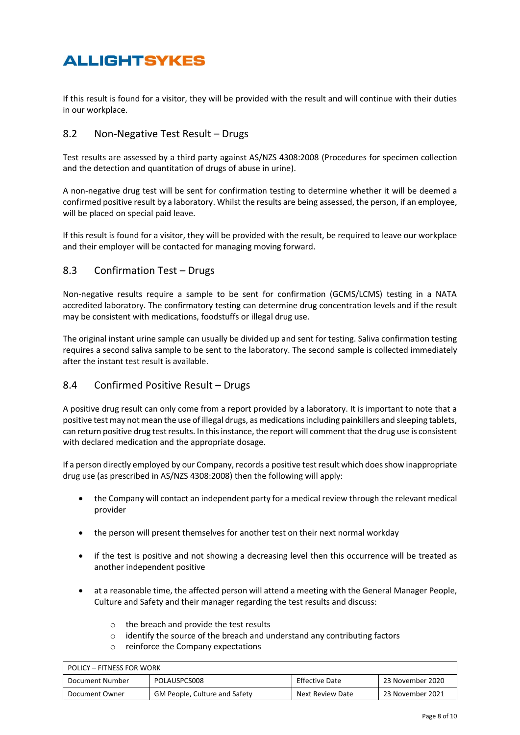If this result is found for a visitor, they will be provided with the result and will continue with their duties in our workplace.

## 8.2 Non-Negative Test Result – Drugs

Test results are assessed by a third party against AS/NZS 4308:2008 (Procedures for specimen collection and the detection and quantitation of drugs of abuse in urine).

A non-negative drug test will be sent for confirmation testing to determine whether it will be deemed a confirmed positive result by a laboratory. Whilst the results are being assessed, the person, if an employee, will be placed on special paid leave.

If this result is found for a visitor, they will be provided with the result, be required to leave our workplace and their employer will be contacted for managing moving forward.

## 8.3 Confirmation Test – Drugs

Non-negative results require a sample to be sent for confirmation (GCMS/LCMS) testing in a NATA accredited laboratory. The confirmatory testing can determine drug concentration levels and if the result may be consistent with medications, foodstuffs or illegal drug use.

The original instant urine sample can usually be divided up and sent for testing. Saliva confirmation testing requires a second saliva sample to be sent to the laboratory. The second sample is collected immediately after the instant test result is available.

## 8.4 Confirmed Positive Result – Drugs

A positive drug result can only come from a report provided by a laboratory. It is important to note that a positive test may not mean the use of illegal drugs, as medications including painkillers and sleeping tablets, can return positive drug test results. In this instance, the report will comment that the drug use is consistent with declared medication and the appropriate dosage.

If a person directly employed by our Company, records a positive test result which does show inappropriate drug use (as prescribed in AS/NZS 4308:2008) then the following will apply:

- the Company will contact an independent party for a medical review through the relevant medical provider
- the person will present themselves for another test on their next normal workday
- if the test is positive and not showing a decreasing level then this occurrence will be treated as another independent positive
- at a reasonable time, the affected person will attend a meeting with the General Manager People, Culture and Safety and their manager regarding the test results and discuss:
    - the breach and provide the test results
    - identify the source of the breach and understand any contributing factors
    - reinforce the Company expectations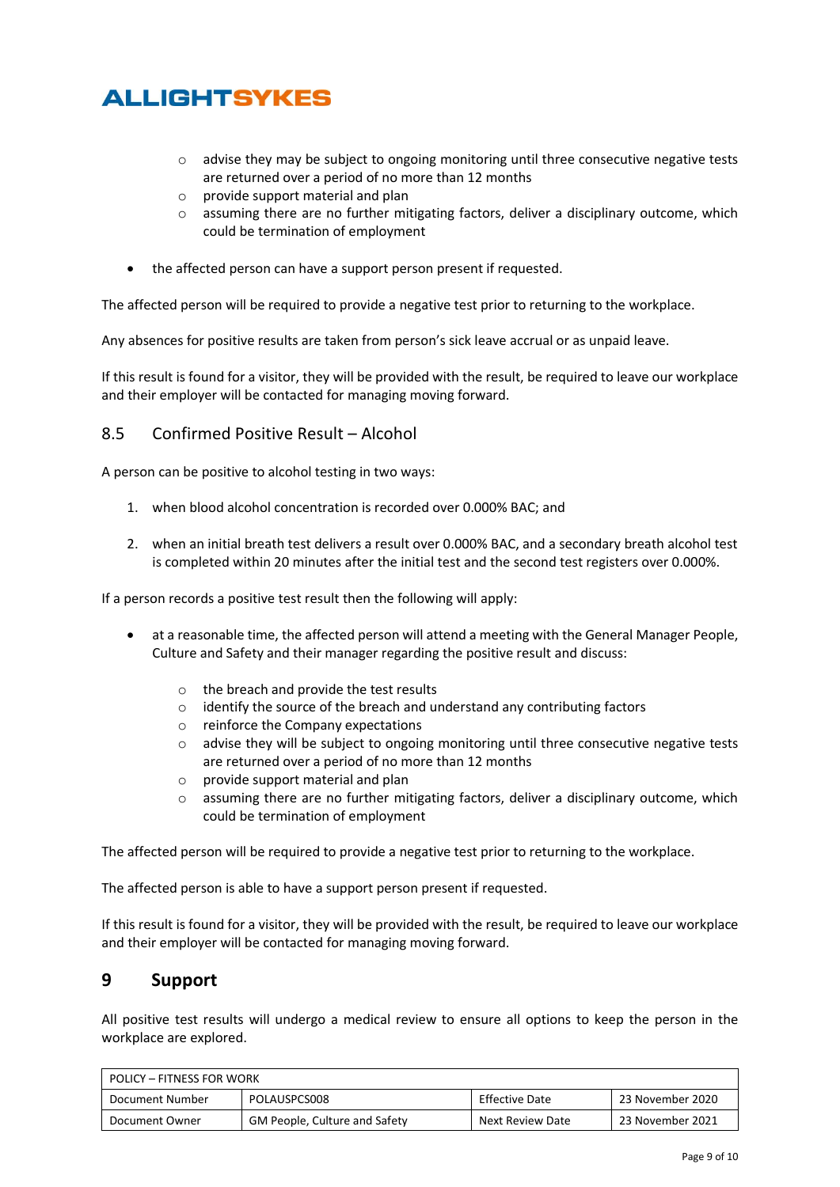- advise they may be subject to ongoing monitoring until three consecutive negative tests are returned over a period of no more than 12 months
    - provide support material and plan
    - assuming there are no further mitigating factors, deliver a disciplinary outcome, which could be termination of employment
- the affected person can have a support person present if requested.

The affected person will be required to provide a negative test prior to returning to the workplace.

Any absences for positive results are taken from person's sick leave accrual or as unpaid leave.

If this result is found for a visitor, they will be provided with the result, be required to leave our workplace and their employer will be contacted for managing moving forward.

### 8.5 Confirmed Positive Result – Alcohol

A person can be positive to alcohol testing in two ways:

1. when blood alcohol concentration is recorded over 0.000% BAC; and

2. when an initial breath test delivers a result over 0.000% BAC, and a secondary breath alcohol test is completed within 20 minutes after the initial test and the second test registers over 0.000%.

If a person records a positive test result then the following will apply:

- at a reasonable time, the affected person will attend a meeting with the General Manager People, Culture and Safety and their manager regarding the positive result and discuss:
    - the breach and provide the test results
    - identify the source of the breach and understand any contributing factors
    - reinforce the Company expectations
    - advise they will be subject to ongoing monitoring until three consecutive negative tests are returned over a period of no more than 12 months
    - provide support material and plan
    - assuming there are no further mitigating factors, deliver a disciplinary outcome, which could be termination of employment

The affected person will be required to provide a negative test prior to returning to the workplace.

The affected person is able to have a support person present if requested.

If this result is found for a visitor, they will be provided with the result, be required to leave our workplace and their employer will be contacted for managing moving forward.

## 9 Support

All positive test results will undergo a medical review to ensure all options to keep the person in the workplace are explored.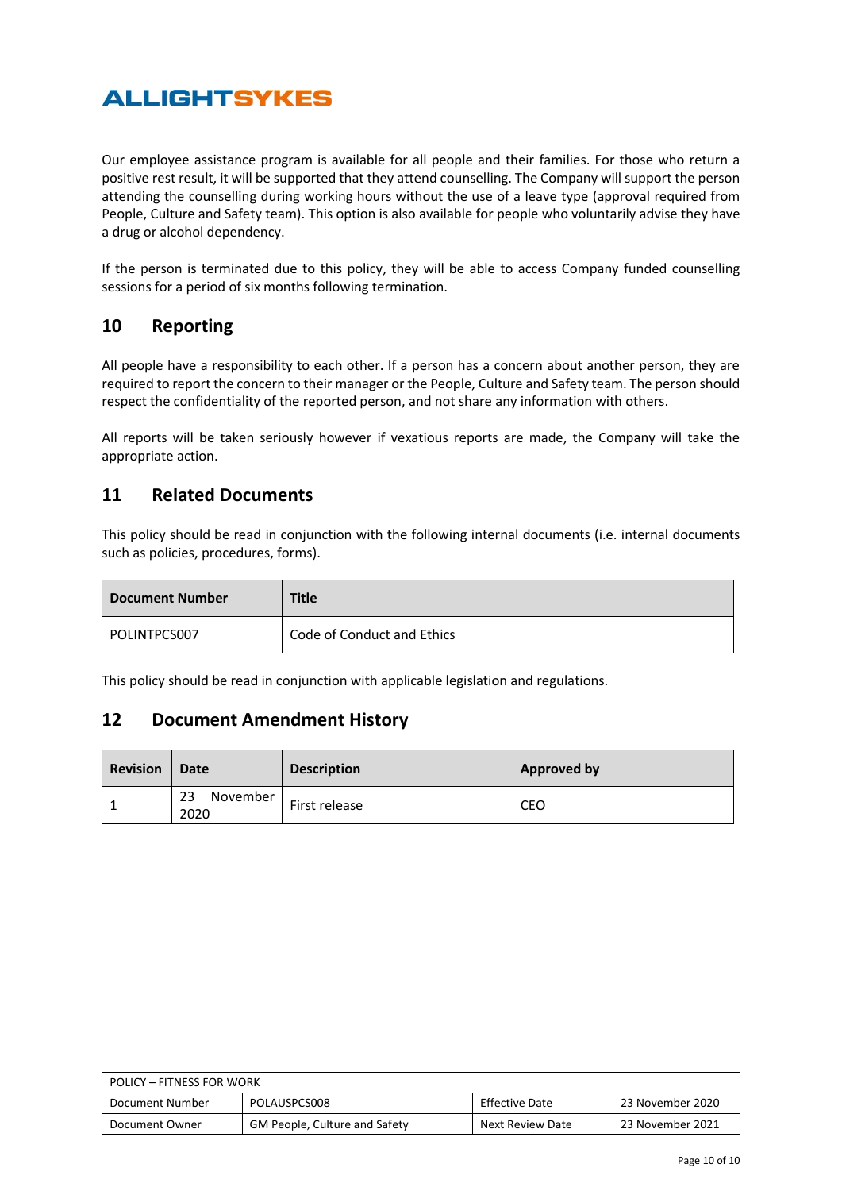Our employee assistance program is available for all people and their families. For those who return a positive rest result, it will be supported that they attend counselling. The Company will support the person attending the counselling during working hours without the use of a leave type (approval required from People, Culture and Safety team). This option is also available for people who voluntarily advise they have a drug or alcohol dependency.

If the person is terminated due to this policy, they will be able to access Company funded counselling sessions for a period of six months following termination.

## 10 Reporting

All people have a responsibility to each other. If a person has a concern about another person, they are required to report the concern to their manager or the People, Culture and Safety team. The person should respect the confidentiality of the reported person, and not share any information with others.

All reports will be taken seriously however if vexatious reports are made, the Company will take the appropriate action.

## 11 Related Documents

This policy should be read in conjunction with the following internal documents (i.e. internal documents such as policies, procedures, forms).

| Document Number | Title |
|---|---|
| POLINTPCS007 | Code of Conduct and Ethics |

This policy should be read in conjunction with applicable legislation and regulations.

## 12 Document Amendment History

| Revision | Date | Description | Approved by |
|---|---|---|---|
| 1 | 23 November 2020 | First release | CEO |